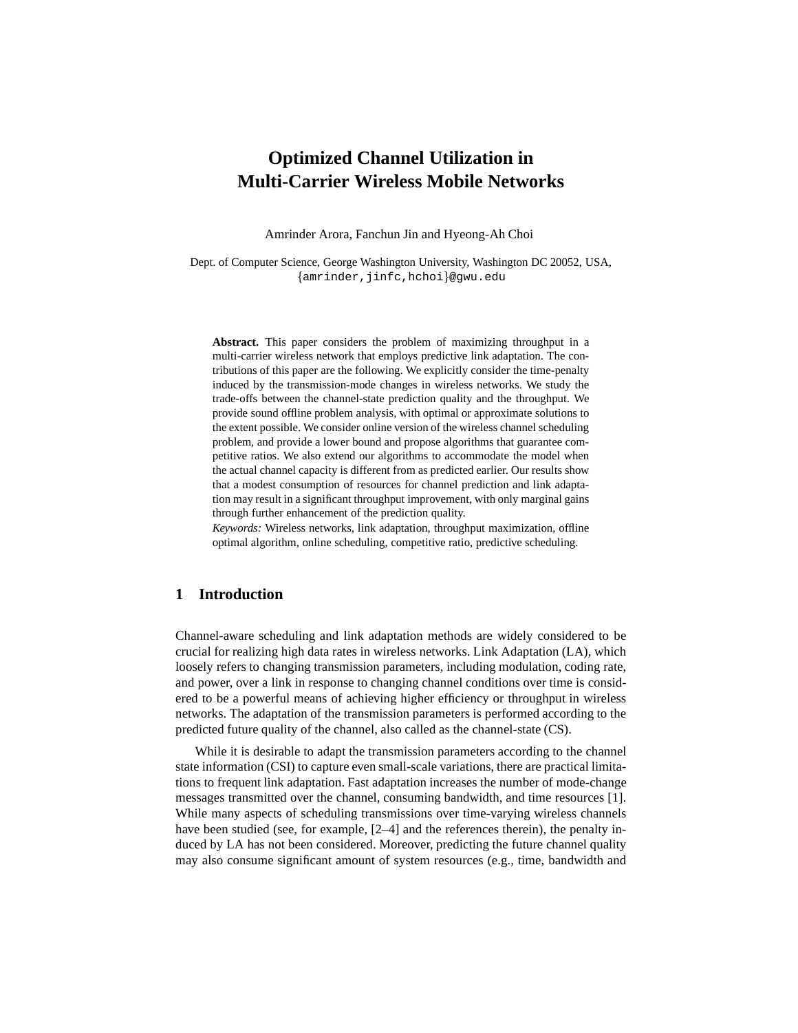# Optimized Channel Utilization in Multi-Carrier Wireless Mobile Networks

Amrinder Arora, Fanchun Jin and Hyeong-Ah Choi

Dept. of Computer Science, George Washington University, Washington DC 20052, USA,
{amrinder,jinfc,hchoi}@gwu.edu

**Abstract.** This paper considers the problem of maximizing throughput in a multi-carrier wireless network that employs predictive link adaptation. The contributions of this paper are the following. We explicitly consider the time-penalty induced by the transmission-mode changes in wireless networks. We study the trade-offs between the channel-state prediction quality and the throughput. We provide sound offline problem analysis, with optimal or approximate solutions to the extent possible. We consider online version of the wireless channel scheduling problem, and provide a lower bound and propose algorithms that guarantee competitive ratios. We also extend our algorithms to accommodate the model when the actual channel capacity is different from as predicted earlier. Our results show that a modest consumption of resources for channel prediction and link adaptation may result in a significant throughput improvement, with only marginal gains through further enhancement of the prediction quality.

*Keywords:* Wireless networks, link adaptation, throughput maximization, offline optimal algorithm, online scheduling, competitive ratio, predictive scheduling.

## 1 Introduction

Channel-aware scheduling and link adaptation methods are widely considered to be crucial for realizing high data rates in wireless networks. Link Adaptation (LA), which loosely refers to changing transmission parameters, including modulation, coding rate, and power, over a link in response to changing channel conditions over time is considered to be a powerful means of achieving higher efficiency or throughput in wireless networks. The adaptation of the transmission parameters is performed according to the predicted future quality of the channel, also called as the channel-state (CS).

While it is desirable to adapt the transmission parameters according to the channel state information (CSI) to capture even small-scale variations, there are practical limitations to frequent link adaptation. Fast adaptation increases the number of mode-change messages transmitted over the channel, consuming bandwidth, and time resources [1]. While many aspects of scheduling transmissions over time-varying wireless channels have been studied (see, for example, [2–4] and the references therein), the penalty induced by LA has not been considered. Moreover, predicting the future channel quality may also consume significant amount of system resources (e.g., time, bandwidth and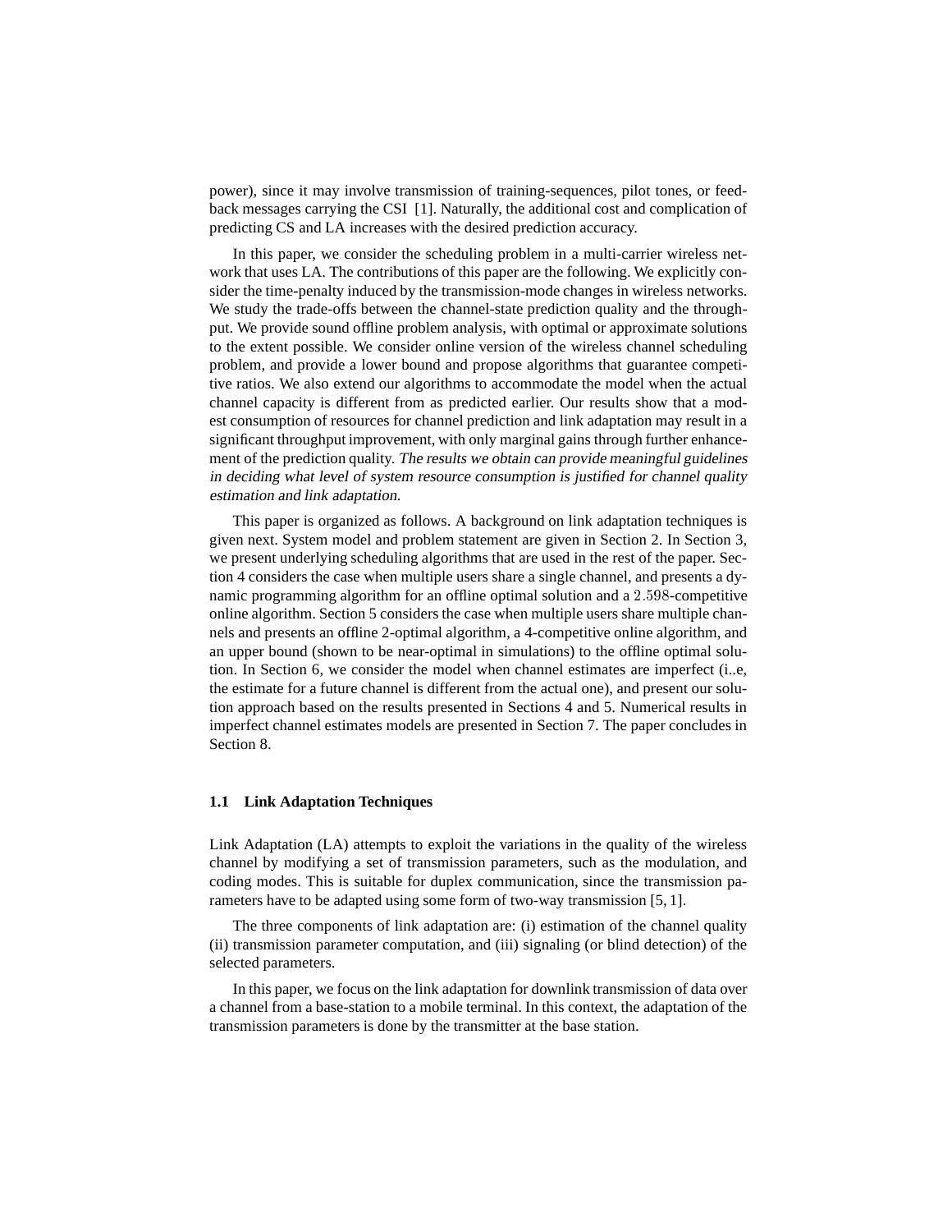power), since it may involve transmission of training-sequences, pilot tones, or feedback messages carrying the CSI [1]. Naturally, the additional cost and complication of predicting CS and LA increases with the desired prediction accuracy.

In this paper, we consider the scheduling problem in a multi-carrier wireless network that uses LA. The contributions of this paper are the following. We explicitly consider the time-penalty induced by the transmission-mode changes in wireless networks. We study the trade-offs between the channel-state prediction quality and the throughput. We provide sound offline problem analysis, with optimal or approximate solutions to the extent possible. We consider online version of the wireless channel scheduling problem, and provide a lower bound and propose algorithms that guarantee competitive ratios. We also extend our algorithms to accommodate the model when the actual channel capacity is different from as predicted earlier. Our results show that a modest consumption of resources for channel prediction and link adaptation may result in a significant throughput improvement, with only marginal gains through further enhancement of the prediction quality. *The results we obtain can provide meaningful guidelines in deciding what level of system resource consumption is justified for channel quality estimation and link adaptation.*

This paper is organized as follows. A background on link adaptation techniques is given next. System model and problem statement are given in Section 2. In Section 3, we present underlying scheduling algorithms that are used in the rest of the paper. Section 4 considers the case when multiple users share a single channel, and presents a dynamic programming algorithm for an offline optimal solution and a $2.598$-competitive online algorithm. Section 5 considers the case when multiple users share multiple channels and presents an offline 2-optimal algorithm, a 4-competitive online algorithm, and an upper bound (shown to be near-optimal in simulations) to the offline optimal solution. In Section 6, we consider the model when channel estimates are imperfect (i..e, the estimate for a future channel is different from the actual one), and present our solution approach based on the results presented in Sections 4 and 5. Numerical results in imperfect channel estimates models are presented in Section 7. The paper concludes in Section 8.

### 1.1 Link Adaptation Techniques

Link Adaptation (LA) attempts to exploit the variations in the quality of the wireless channel by modifying a set of transmission parameters, such as the modulation, and coding modes. This is suitable for duplex communication, since the transmission parameters have to be adapted using some form of two-way transmission [5, 1].

The three components of link adaptation are: (i) estimation of the channel quality (ii) transmission parameter computation, and (iii) signaling (or blind detection) of the selected parameters.

In this paper, we focus on the link adaptation for downlink transmission of data over a channel from a base-station to a mobile terminal. In this context, the adaptation of the transmission parameters is done by the transmitter at the base station.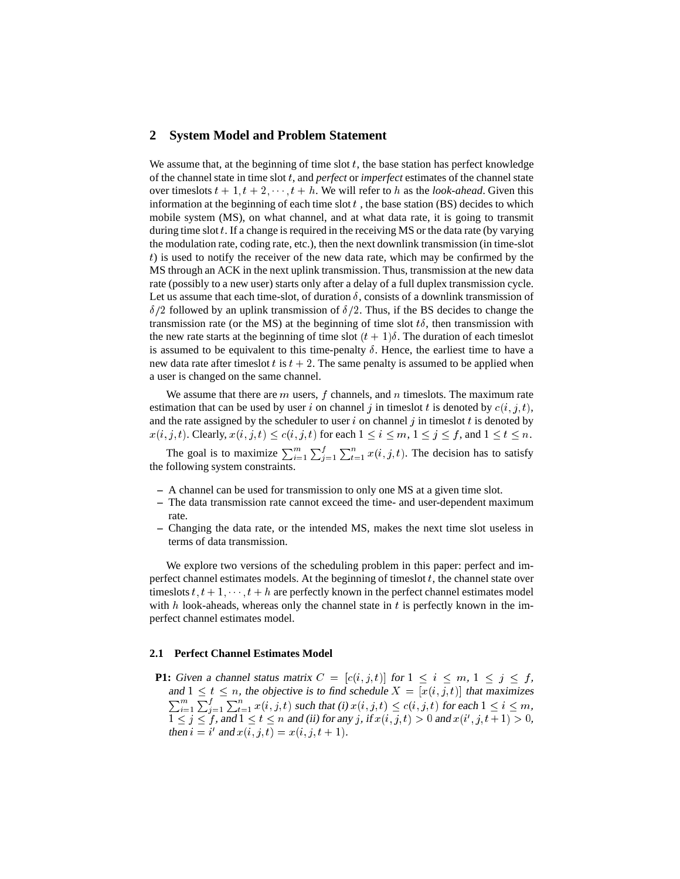## 2 System Model and Problem Statement

We assume that, at the beginning of time slot $t$, the base station has perfect knowledge of the channel state in time slot $t$, and *perfect* or *imperfect* estimates of the channel state over timeslots $t+1, t+2, \cdots, t+h$. We will refer to $h$ as the *look-ahead*. Given this information at the beginning of each time slot $t$ , the base station (BS) decides to which mobile system (MS), on what channel, and at what data rate, it is going to transmit during time slot $t$. If a change is required in the receiving MS or the data rate (by varying the modulation rate, coding rate, etc.), then the next downlink transmission (in time-slot $t$) is used to notify the receiver of the new data rate, which may be confirmed by the MS through an ACK in the next uplink transmission. Thus, transmission at the new data rate (possibly to a new user) starts only after a delay of a full duplex transmission cycle. Let us assume that each time-slot, of duration $\delta$, consists of a downlink transmission of $\delta/2$ followed by an uplink transmission of $\delta/2$. Thus, if the BS decides to change the transmission rate (or the MS) at the beginning of time slot $t\delta$, then transmission with the new rate starts at the beginning of time slot $(t+1)\delta$. The duration of each timeslot is assumed to be equivalent to this time-penalty $\delta$. Hence, the earliest time to have a new data rate after timeslot $t$ is $t+2$. The same penalty is assumed to be applied when a user is changed on the same channel.

We assume that there are $m$ users, $f$ channels, and $n$ timeslots. The maximum rate estimation that can be used by user $i$ on channel $j$ in timeslot $t$ is denoted by $c(i,j,t)$, and the rate assigned by the scheduler to user $i$ on channel $j$ in timeslot $t$ is denoted by $x(i,j,t)$. Clearly, $x(i,j,t) \leq c(i,j,t)$ for each $1 \leq i \leq m$, $1 \leq j \leq f$, and $1 \leq t \leq n$.

The goal is to maximize $\sum_{i=1}^{m} \sum_{j=1}^{f} \sum_{t=1}^{n} x(i,j,t)$. The decision has to satisfy the following system constraints.

- A channel can be used for transmission to only one MS at a given time slot.
- The data transmission rate cannot exceed the time- and user-dependent maximum rate.
- Changing the data rate, or the intended MS, makes the next time slot useless in terms of data transmission.

We explore two versions of the scheduling problem in this paper: perfect and imperfect channel estimates models. At the beginning of timeslot $t$, the channel state over timeslots $t, t+1, \cdots, t+h$ are perfectly known in the perfect channel estimates model with $h$ look-aheads, whereas only the channel state in $t$ is perfectly known in the imperfect channel estimates model.

### 2.1 Perfect Channel Estimates Model

**P1:** *Given a channel status matrix $C = [c(i,j,t)]$ for $1 \leq i \leq m$, $1 \leq j \leq f$, and $1 \leq t \leq n$, the objective is to find schedule $X = [x(i,j,t)]$ that maximizes $\sum_{i=1}^{m} \sum_{j=1}^{f} \sum_{t=1}^{n} x(i,j,t)$ such that (i) $x(i,j,t) \leq c(i,j,t)$ for each $1 \leq i \leq m$, $1 \leq j \leq f$, and $1 \leq t \leq n$ and (ii) for any $j$, if $x(i,j,t) > 0$ and $x(i',j,t+1) > 0$, then $i = i'$ and $x(i,j,t) = x(i,j,t+1)$.*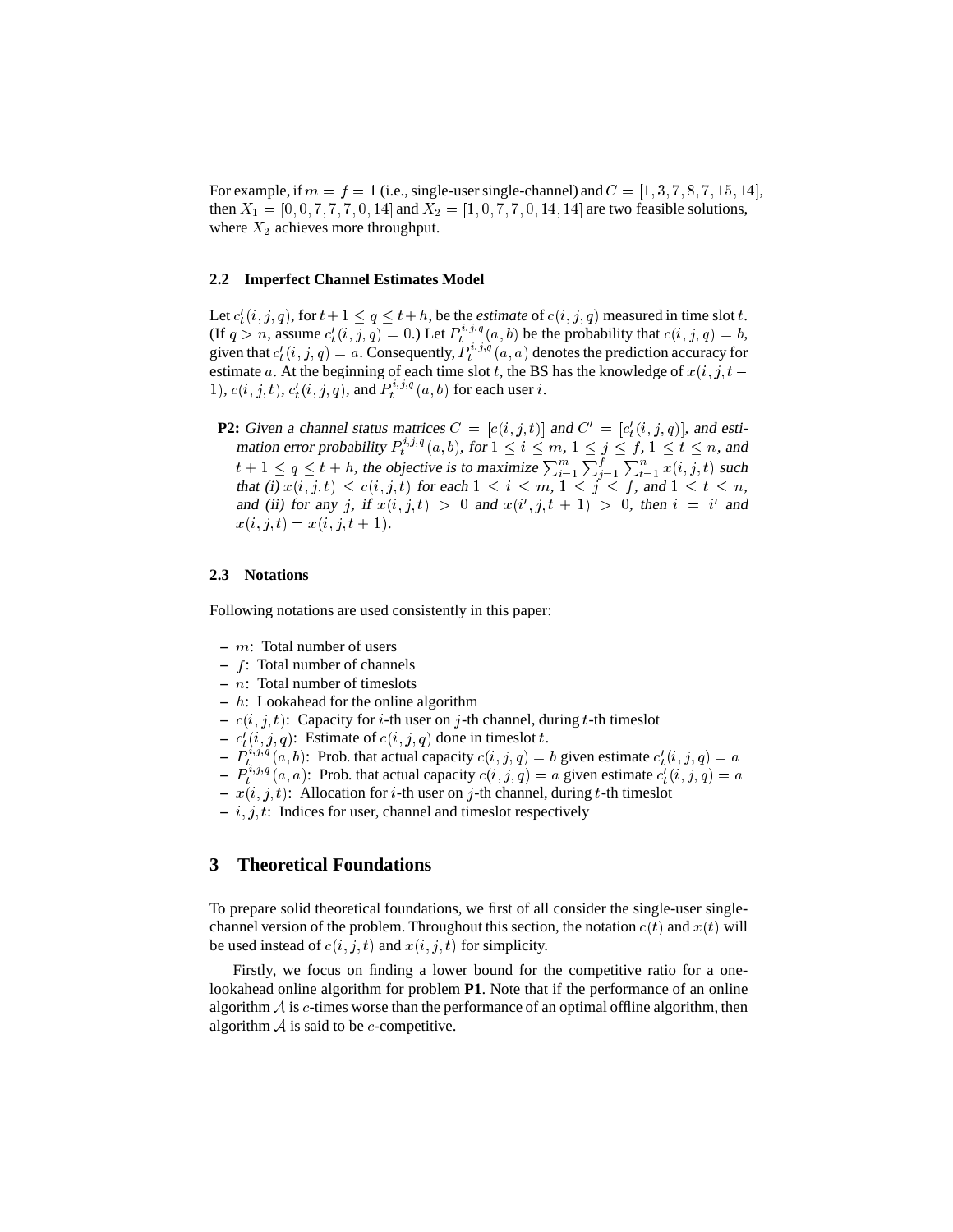For example, if $m = f = 1$ (i.e., single-user single-channel) and $C = [1, 3, 7, 8, 7, 15, 14]$, then $X_1 = [0, 0, 7, 7, 7, 0, 14]$ and $X_2 = [1, 0, 7, 7, 0, 14, 14]$ are two feasible solutions, where $X_2$ achieves more throughput.

### 2.2 Imperfect Channel Estimates Model

Let $c'_t(i, j, q)$, for $t+1 \leq q \leq t+h$, be the *estimate* of $c(i, j, q)$ measured in time slot $t$. (If $q > n$, assume $c'_t(i, j, q) = 0$.) Let $P_t^{i,j,q}(a, b)$ be the probability that $c(i, j, q) = b$, given that $c'_t(i, j, q) = a$. Consequently, $P_t^{i,j,q}(a, a)$ denotes the prediction accuracy for estimate $a$. At the beginning of each time slot $t$, the BS has the knowledge of $x(i, j, t-1)$, $c(i, j, t)$, $c'_t(i, j, q)$, and $P_t^{i,j,q}(a, b)$ for each user $i$.

**P2:** *Given a channel status matrices* $C = [c(i, j, t)]$ *and* $C' = [c'_t(i, j, q)]$*, and estimation error probability* $P_t^{i,j,q}(a, b)$*, for* $1 \leq i \leq m$*,* $1 \leq j \leq f$*,* $1 \leq t \leq n$*, and* $t+1 \leq q \leq t+h$*, the objective is to maximize* $\sum_{i=1}^{m} \sum_{j=1}^{f} \sum_{t=1}^{n} x(i, j, t)$ *such that (i)* $x(i, j, t) \leq c(i, j, t)$ *for each* $1 \leq i \leq m$*,* $1 \leq j \leq f$*, and* $1 \leq t \leq n$*, and (ii) for any* $j$*, if* $x(i, j, t) > 0$ *and* $x(i', j, t+1) > 0$*, then* $i = i'$ *and* $x(i, j, t) = x(i, j, t+1)$*.*

### 2.3 Notations

Following notations are used consistently in this paper:

- $m$: Total number of users
- $f$: Total number of channels
- $n$: Total number of timeslots
- $h$: Lookahead for the online algorithm
- $c(i, j, t)$: Capacity for $i$-th user on $j$-th channel, during $t$-th timeslot
- $c'_t(i, j, q)$: Estimate of $c(i, j, q)$ done in timeslot $t$.
- $P_t^{i,j,q}(a, b)$: Prob. that actual capacity $c(i, j, q) = b$ given estimate $c'_t(i, j, q) = a$
- $P_t^{i,j,q}(a, a)$: Prob. that actual capacity $c(i, j, q) = a$ given estimate $c'_t(i, j, q) = a$
- $x(i, j, t)$: Allocation for $i$-th user on $j$-th channel, during $t$-th timeslot
- $i, j, t$: Indices for user, channel and timeslot respectively

## 3 Theoretical Foundations

To prepare solid theoretical foundations, we first of all consider the single-user single-channel version of the problem. Throughout this section, the notation $c(t)$ and $x(t)$ will be used instead of $c(i, j, t)$ and $x(i, j, t)$ for simplicity.

Firstly, we focus on finding a lower bound for the competitive ratio for a one-lookahead online algorithm for problem **P1**. Note that if the performance of an online algorithm $\mathcal{A}$ is $c$-times worse than the performance of an optimal offline algorithm, then algorithm $\mathcal{A}$ is said to be $c$-competitive.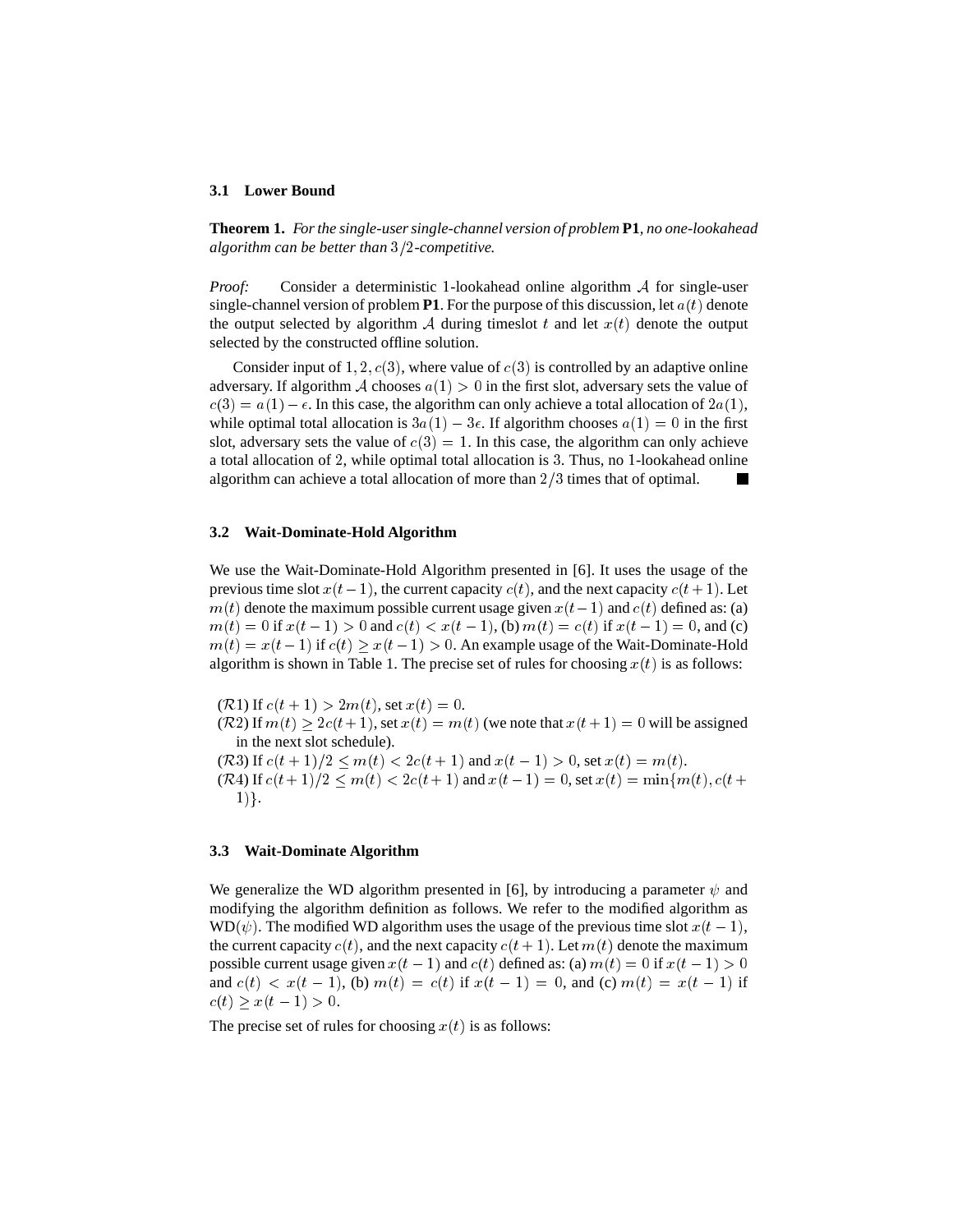### 3.1 Lower Bound

**Theorem 1.** *For the single-user single-channel version of problem* **P1***, no one-lookahead algorithm can be better than* $3/2$*-competitive.*

*Proof:* Consider a deterministic 1-lookahead online algorithm $\mathcal{A}$ for single-user single-channel version of problem **P1**. For the purpose of this discussion, let $a(t)$ denote the output selected by algorithm $\mathcal{A}$ during timeslot $t$ and let $x(t)$ denote the output selected by the constructed offline solution.

Consider input of $1, 2, c(3)$, where value of $c(3)$ is controlled by an adaptive online adversary. If algorithm $\mathcal{A}$ chooses $a(1) > 0$ in the first slot, adversary sets the value of $c(3) = a(1) - \epsilon$. In this case, the algorithm can only achieve a total allocation of $2a(1)$, while optimal total allocation is $3a(1) - 3\epsilon$. If algorithm chooses $a(1) = 0$ in the first slot, adversary sets the value of $c(3) = 1$. In this case, the algorithm can only achieve a total allocation of $2$, while optimal total allocation is $3$. Thus, no 1-lookahead online algorithm can achieve a total allocation of more than $2/3$ times that of optimal. ∎

### 3.2 Wait-Dominate-Hold Algorithm

We use the Wait-Dominate-Hold Algorithm presented in [6]. It uses the usage of the previous time slot $x(t-1)$, the current capacity $c(t)$, and the next capacity $c(t+1)$. Let $m(t)$ denote the maximum possible current usage given $x(t-1)$ and $c(t)$ defined as: (a) $m(t) = 0$ if $x(t-1) > 0$ and $c(t) < x(t-1)$, (b) $m(t) = c(t)$ if $x(t-1) = 0$, and (c) $m(t) = x(t-1)$ if $c(t) \geq x(t-1) > 0$. An example usage of the Wait-Dominate-Hold algorithm is shown in Table 1. The precise set of rules for choosing $x(t)$ is as follows:

($\mathcal{R}1$) If $c(t+1) > 2m(t)$, set $x(t) = 0$.
($\mathcal{R}2$) If $m(t) \geq 2c(t+1)$, set $x(t) = m(t)$ (we note that $x(t+1) = 0$ will be assigned in the next slot schedule).
($\mathcal{R}3$) If $c(t+1)/2 \leq m(t) < 2c(t+1)$ and $x(t-1) > 0$, set $x(t) = m(t)$.
($\mathcal{R}4$) If $c(t+1)/2 \leq m(t) < 2c(t+1)$ and $x(t-1) = 0$, set $x(t) = \min\{m(t), c(t+1)\}$.

### 3.3 Wait-Dominate Algorithm

We generalize the WD algorithm presented in [6], by introducing a parameter $\psi$ and modifying the algorithm definition as follows. We refer to the modified algorithm as WD($\psi$). The modified WD algorithm uses the usage of the previous time slot $x(t-1)$, the current capacity $c(t)$, and the next capacity $c(t+1)$. Let $m(t)$ denote the maximum possible current usage given $x(t-1)$ and $c(t)$ defined as: (a) $m(t) = 0$ if $x(t-1) > 0$ and $c(t) < x(t-1)$, (b) $m(t) = c(t)$ if $x(t-1) = 0$, and (c) $m(t) = x(t-1)$ if $c(t) \geq x(t-1) > 0$.

The precise set of rules for choosing $x(t)$ is as follows: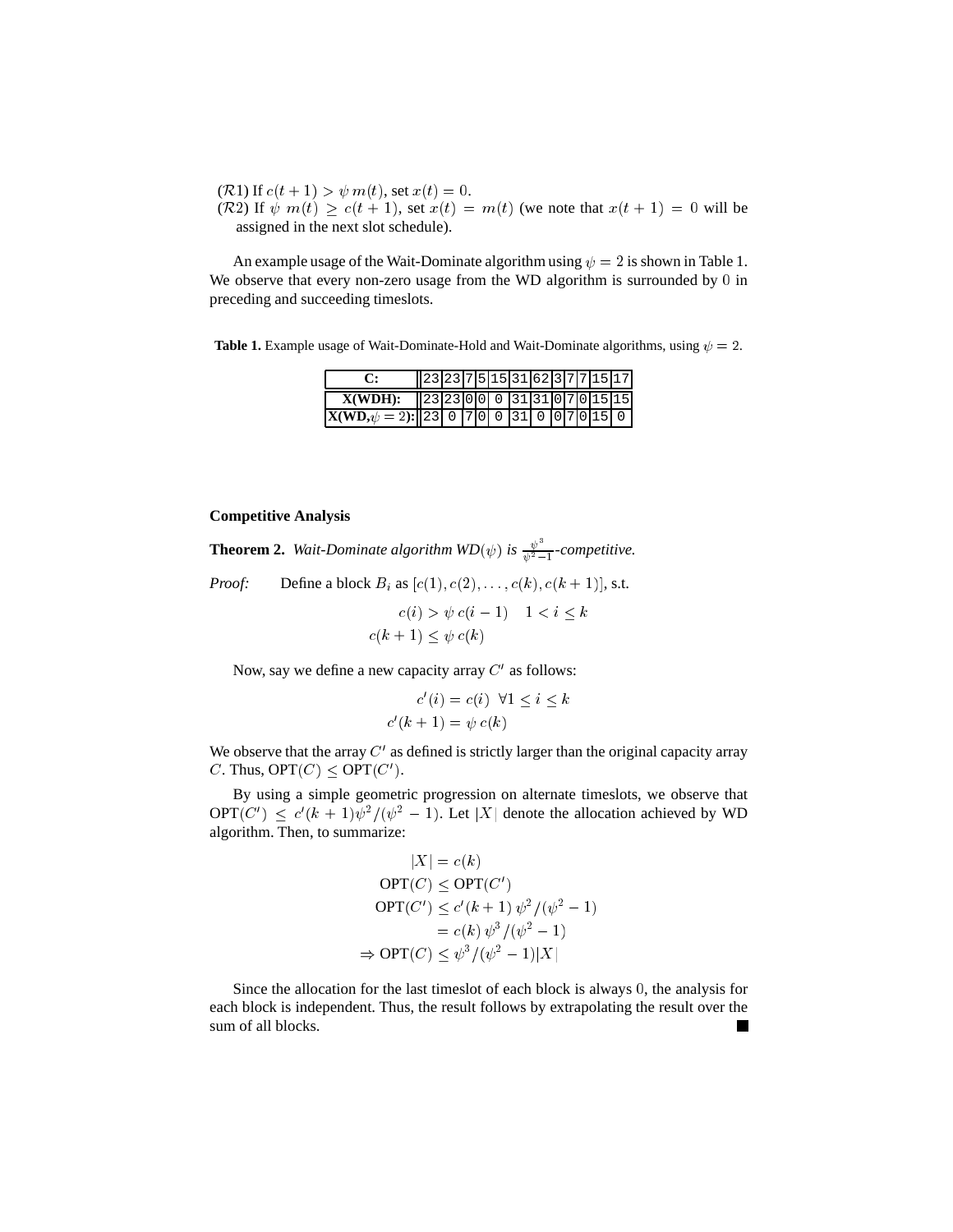($\mathcal{R}1$) If $c(t+1) > \psi\, m(t)$, set $x(t) = 0$.

($\mathcal{R}2$) If $\psi\; m(t) \geq c(t+1)$, set $x(t) = m(t)$ (we note that $x(t+1) = 0$ will be assigned in the next slot schedule).

An example usage of the Wait-Dominate algorithm using $\psi = 2$ is shown in Table 1. We observe that every non-zero usage from the WD algorithm is surrounded by $0$ in preceding and succeeding timeslots.

**Table 1.** Example usage of Wait-Dominate-Hold and Wait-Dominate algorithms, using $\psi = 2$.

| **C:** | 23 | 23 | 7 | 5 | 15 | 31 | 62 | 3 | 7 | 7 | 15 | 17 |
|---|---|---|---|---|---|---|---|---|---|---|---|---|
| **X(WDH):** | 23 | 23 | 0 | 0 | 0 | 31 | 31 | 0 | 7 | 0 | 15 | 15 |
| **X(WD,$\psi = 2$):** | 23 | 0 | 7 | 0 | 0 | 31 | 0 | 0 | 7 | 0 | 15 | 0 |

### Competitive Analysis

**Theorem 2.** *Wait-Dominate algorithm WD($\psi$) is $\frac{\psi^3}{\psi^2-1}$-competitive.*

*Proof:* Define a block $B_i$ as $[c(1), c(2), \ldots, c(k), c(k+1)]$, s.t.

$$c(i) > \psi\, c(i-1) \quad 1 < i \leq k$$
$$c(k+1) \leq \psi\, c(k)$$

Now, say we define a new capacity array $C'$ as follows:

$$c'(i) = c(i) \;\; \forall 1 \leq i \leq k$$
$$c'(k+1) = \psi\, c(k)$$

We observe that the array $C'$ as defined is strictly larger than the original capacity array $C$. Thus, $\text{OPT}(C) \leq \text{OPT}(C')$.

By using a simple geometric progression on alternate timeslots, we observe that $\text{OPT}(C') \leq c'(k+1)\psi^2/(\psi^2 - 1)$. Let $|X|$ denote the allocation achieved by WD algorithm. Then, to summarize:

$$|X| = c(k)$$
$$\text{OPT}(C) \leq \text{OPT}(C')$$
$$\text{OPT}(C') \leq c'(k+1)\,\psi^2/(\psi^2 - 1)$$
$$= c(k)\,\psi^3/(\psi^2 - 1)$$
$$\Rightarrow \text{OPT}(C) \leq \psi^3/(\psi^2 - 1)|X|$$

Since the allocation for the last timeslot of each block is always $0$, the analysis for each block is independent. Thus, the result follows by extrapolating the result over the sum of all blocks. ■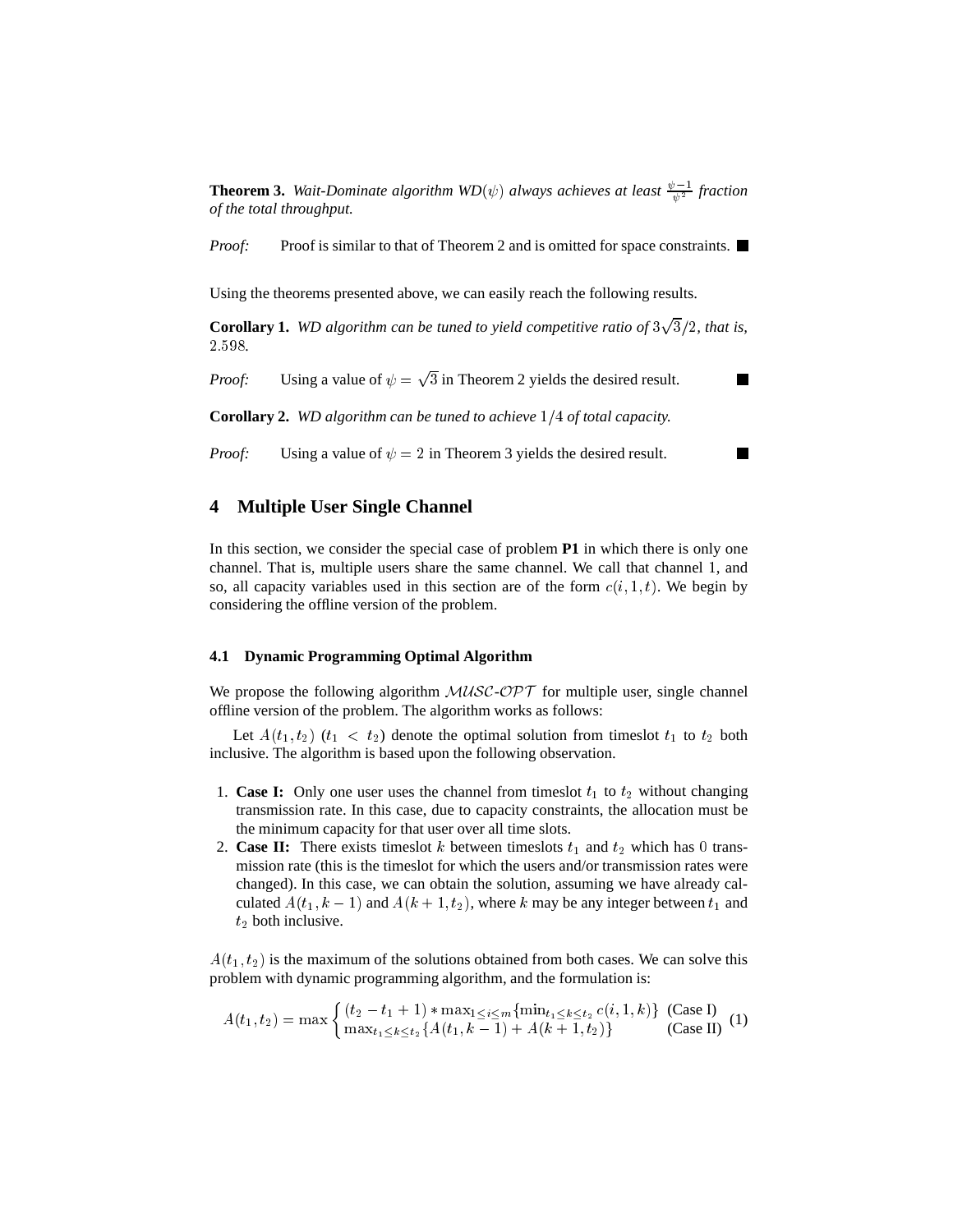**Theorem 3.** *Wait-Dominate algorithm WD*($\psi$) *always achieves at least* $\frac{\psi-1}{\psi^2}$ *fraction of the total throughput.*

*Proof:* Proof is similar to that of Theorem 2 and is omitted for space constraints. ■

Using the theorems presented above, we can easily reach the following results.

**Corollary 1.** *WD algorithm can be tuned to yield competitive ratio of* $3\sqrt{3}/2$*, that is,* $2.598$*.*

*Proof:* Using a value of $\psi = \sqrt{3}$ in Theorem 2 yields the desired result. ■

**Corollary 2.** *WD algorithm can be tuned to achieve* $1/4$ *of total capacity.*

*Proof:* Using a value of $\psi = 2$ in Theorem 3 yields the desired result. ■

## 4 Multiple User Single Channel

In this section, we consider the special case of problem **P1** in which there is only one channel. That is, multiple users share the same channel. We call that channel 1, and so, all capacity variables used in this section are of the form $c(i, 1, t)$. We begin by considering the offline version of the problem.

### 4.1 Dynamic Programming Optimal Algorithm

We propose the following algorithm $\mathcal{MUSC}$-$\mathcal{OPT}$ for multiple user, single channel offline version of the problem. The algorithm works as follows:

Let $A(t_1, t_2)$ ($t_1 < t_2$) denote the optimal solution from timeslot $t_1$ to $t_2$ both inclusive. The algorithm is based upon the following observation.

1. **Case I:** Only one user uses the channel from timeslot $t_1$ to $t_2$ without changing transmission rate. In this case, due to capacity constraints, the allocation must be the minimum capacity for that user over all time slots.
2. **Case II:** There exists timeslot $k$ between timeslots $t_1$ and $t_2$ which has $0$ transmission rate (this is the timeslot for which the users and/or transmission rates were changed). In this case, we can obtain the solution, assuming we have already calculated $A(t_1, k-1)$ and $A(k+1, t_2)$, where $k$ may be any integer between $t_1$ and $t_2$ both inclusive.

$A(t_1, t_2)$ is the maximum of the solutions obtained from both cases. We can solve this problem with dynamic programming algorithm, and the formulation is:

$$A(t_1, t_2) = \max \begin{cases} (t_2 - t_1 + 1) * \max_{1 \le i \le m}\{\min_{t_1 \le k \le t_2} c(i, 1, k)\} & \text{(Case I)} \\ \max_{t_1 \le k \le t_2}\{A(t_1, k-1) + A(k+1, t_2)\} & \text{(Case II)} \end{cases} \quad (1)$$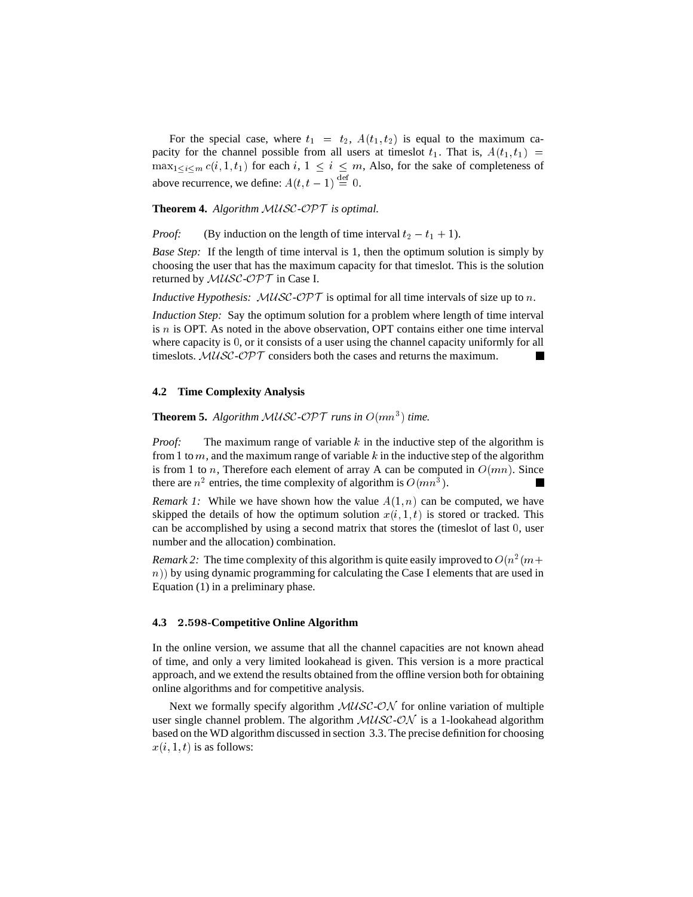For the special case, where $t_1 = t_2$, $A(t_1, t_2)$ is equal to the maximum capacity for the channel possible from all users at timeslot $t_1$. That is, $A(t_1, t_1) = \max_{1 \le i \le m} c(i, 1, t_1)$ for each $i$, $1 \le i \le m$, Also, for the sake of completeness of above recurrence, we define: $A(t, t-1) \stackrel{\text{def}}{=} 0$.

**Theorem 4.** *Algorithm $\mathcal{MUSC}$-$\mathcal{OPT}$ is optimal.*

*Proof:* (By induction on the length of time interval $t_2 - t_1 + 1$).

*Base Step:* If the length of time interval is 1, then the optimum solution is simply by choosing the user that has the maximum capacity for that timeslot. This is the solution returned by $\mathcal{MUSC}$-$\mathcal{OPT}$ in Case I.

*Inductive Hypothesis:* $\mathcal{MUSC}$-$\mathcal{OPT}$ is optimal for all time intervals of size up to $n$.

*Induction Step:* Say the optimum solution for a problem where length of time interval is $n$ is OPT. As noted in the above observation, OPT contains either one time interval where capacity is $0$, or it consists of a user using the channel capacity uniformly for all timeslots. $\mathcal{MUSC}$-$\mathcal{OPT}$ considers both the cases and returns the maximum. ∎

### 4.2 Time Complexity Analysis

**Theorem 5.** *Algorithm $\mathcal{MUSC}$-$\mathcal{OPT}$ runs in $O(mn^3)$ time.*

*Proof:* The maximum range of variable $k$ in the inductive step of the algorithm is from 1 to $m$, and the maximum range of variable $k$ in the inductive step of the algorithm is from 1 to $n$, Therefore each element of array A can be computed in $O(mn)$. Since there are $n^2$ entries, the time complexity of algorithm is $O(mn^3)$. ∎

*Remark 1:* While we have shown how the value $A(1, n)$ can be computed, we have skipped the details of how the optimum solution $x(i, 1, t)$ is stored or tracked. This can be accomplished by using a second matrix that stores the (timeslot of last $0$, user number and the allocation) combination.

*Remark 2:* The time complexity of this algorithm is quite easily improved to $O(n^2(m+n))$ by using dynamic programming for calculating the Case I elements that are used in Equation (1) in a preliminary phase.

### 4.3 $2.598$-Competitive Online Algorithm

In the online version, we assume that all the channel capacities are not known ahead of time, and only a very limited lookahead is given. This version is a more practical approach, and we extend the results obtained from the offline version both for obtaining online algorithms and for competitive analysis.

Next we formally specify algorithm $\mathcal{MUSC}$-$\mathcal{ON}$ for online variation of multiple user single channel problem. The algorithm $\mathcal{MUSC}$-$\mathcal{ON}$ is a 1-lookahead algorithm based on the WD algorithm discussed in section 3.3. The precise definition for choosing $x(i, 1, t)$ is as follows: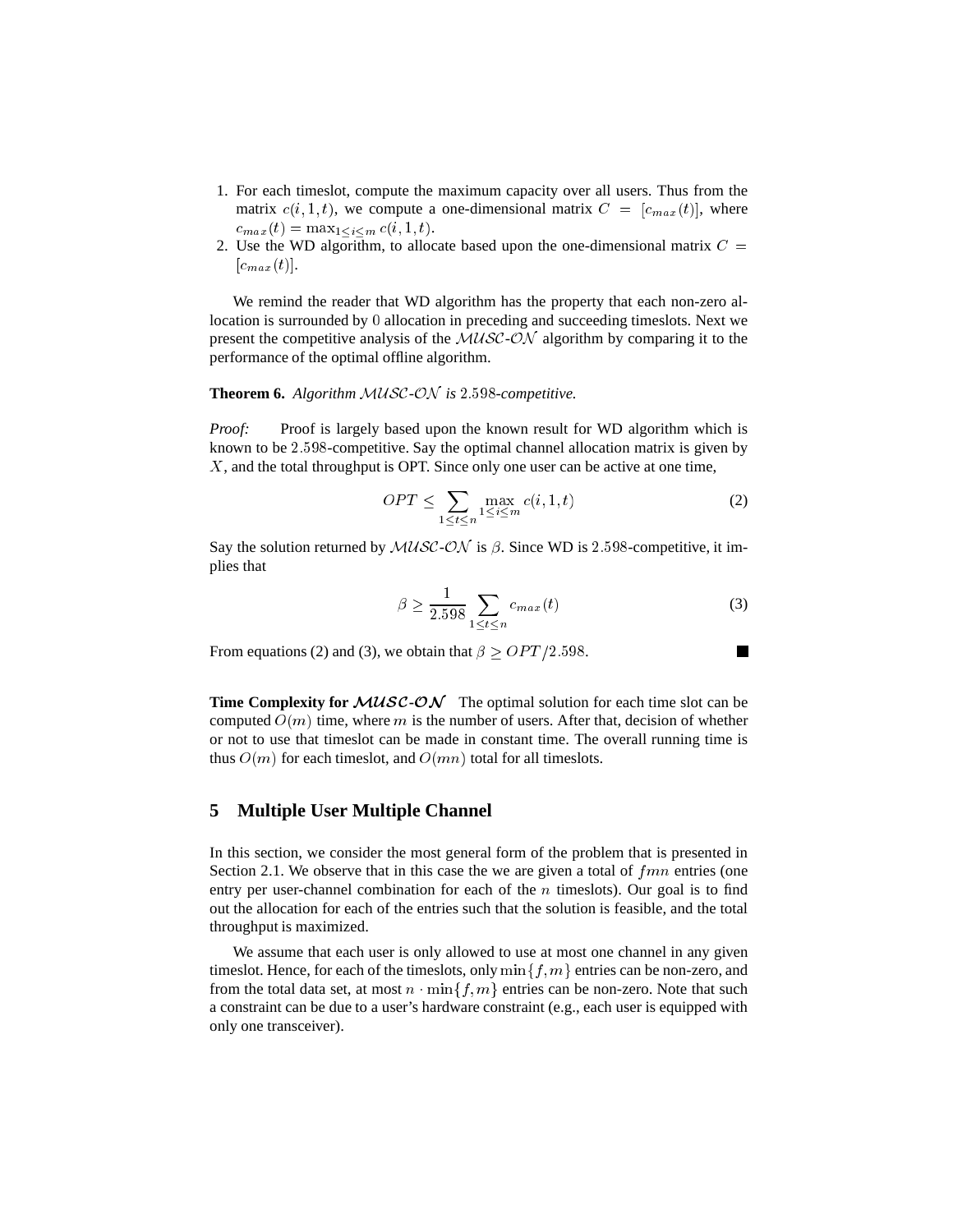1. For each timeslot, compute the maximum capacity over all users. Thus from the matrix $c(i, 1, t)$, we compute a one-dimensional matrix $C = [c_{max}(t)]$, where $c_{max}(t) = \max_{1 \leq i \leq m} c(i, 1, t)$.
2. Use the WD algorithm, to allocate based upon the one-dimensional matrix $C = [c_{max}(t)]$.

We remind the reader that WD algorithm has the property that each non-zero allocation is surrounded by $0$ allocation in preceding and succeeding timeslots. Next we present the competitive analysis of the $\mathcal{MUSC}$-$\mathcal{ON}$ algorithm by comparing it to the performance of the optimal offline algorithm.

**Theorem 6.** *Algorithm $\mathcal{MUSC}$-$\mathcal{ON}$ is $2.598$-competitive.*

*Proof:* Proof is largely based upon the known result for WD algorithm which is known to be $2.598$-competitive. Say the optimal channel allocation matrix is given by $X$, and the total throughput is OPT. Since only one user can be active at one time,

$$OPT \leq \sum_{1 \leq t \leq n} \max_{1 \leq i \leq m} c(i, 1, t) \tag{2}$$

Say the solution returned by $\mathcal{MUSC}$-$\mathcal{ON}$ is $\beta$. Since WD is $2.598$-competitive, it implies that

$$\beta \geq \frac{1}{2.598} \sum_{1 \leq t \leq n} c_{max}(t) \tag{3}$$

From equations (2) and (3), we obtain that $\beta \geq OPT/2.598$. ■

**Time Complexity for $\mathcal{MUSC}$-$\mathcal{ON}$** The optimal solution for each time slot can be computed $O(m)$ time, where $m$ is the number of users. After that, decision of whether or not to use that timeslot can be made in constant time. The overall running time is thus $O(m)$ for each timeslot, and $O(mn)$ total for all timeslots.

## 5 Multiple User Multiple Channel

In this section, we consider the most general form of the problem that is presented in Section 2.1. We observe that in this case the we are given a total of $fmn$ entries (one entry per user-channel combination for each of the $n$ timeslots). Our goal is to find out the allocation for each of the entries such that the solution is feasible, and the total throughput is maximized.

We assume that each user is only allowed to use at most one channel in any given timeslot. Hence, for each of the timeslots, only $\min\{f, m\}$ entries can be non-zero, and from the total data set, at most $n \cdot \min\{f, m\}$ entries can be non-zero. Note that such a constraint can be due to a user's hardware constraint (e.g., each user is equipped with only one transceiver).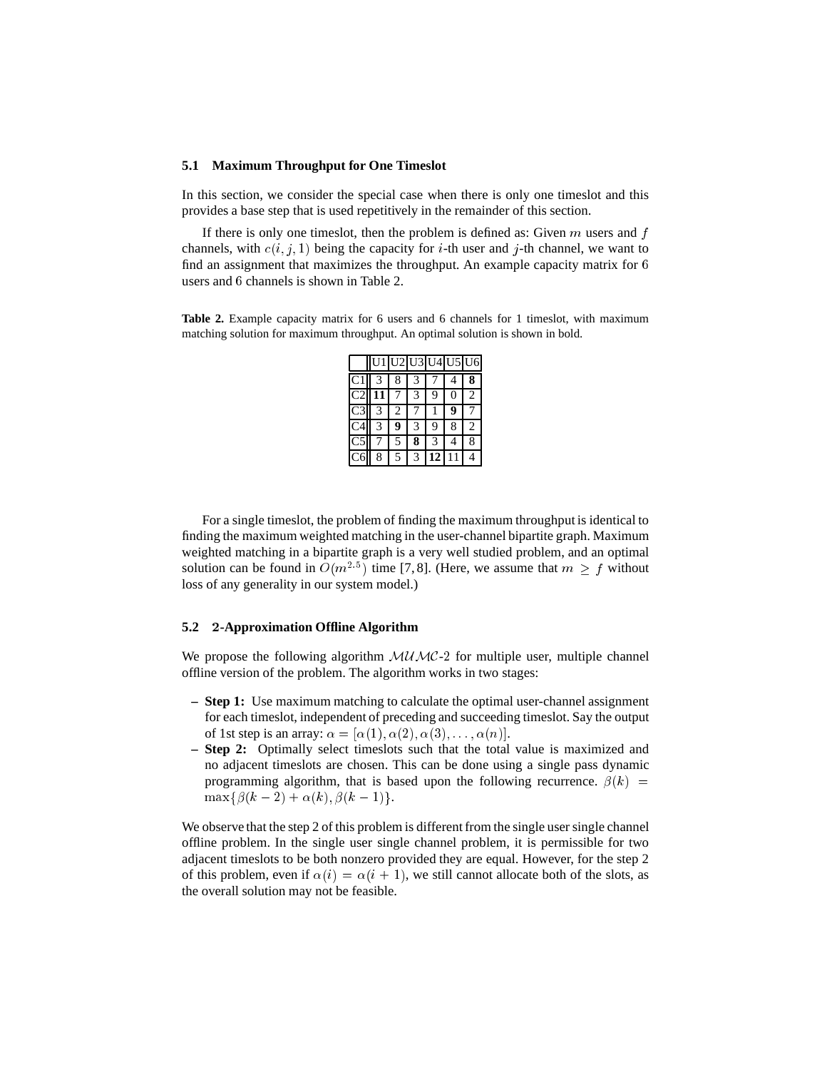### 5.1 Maximum Throughput for One Timeslot

In this section, we consider the special case when there is only one timeslot and this provides a base step that is used repetitively in the remainder of this section.

If there is only one timeslot, then the problem is defined as: Given $m$ users and $f$ channels, with $c(i, j, 1)$ being the capacity for $i$-th user and $j$-th channel, we want to find an assignment that maximizes the throughput. An example capacity matrix for 6 users and 6 channels is shown in Table 2.

**Table 2.** Example capacity matrix for 6 users and 6 channels for 1 timeslot, with maximum matching solution for maximum throughput. An optimal solution is shown in bold.

| | U1 | U2 | U3 | U4 | U5 | U6 |
|---|---|---|---|---|---|---|
| C1 | 3 | 8 | 3 | 7 | 4 | **8** |
| C2 | **11** | 7 | 3 | 9 | 0 | 2 |
| C3 | 3 | 2 | 7 | 1 | **9** | 7 |
| C4 | 3 | **9** | 3 | 9 | 8 | 2 |
| C5 | 7 | 5 | **8** | 3 | 4 | 8 |
| C6 | 8 | 5 | 3 | **12** | 11 | 4 |

For a single timeslot, the problem of finding the maximum throughput is identical to finding the maximum weighted matching in the user-channel bipartite graph. Maximum weighted matching in a bipartite graph is a very well studied problem, and an optimal solution can be found in $O(m^{2.5})$ time [7, 8]. (Here, we assume that $m \geq f$ without loss of any generality in our system model.)

### 5.2 2-Approximation Offline Algorithm

We propose the following algorithm $\mathcal{MUMC}$-2 for multiple user, multiple channel offline version of the problem. The algorithm works in two stages:

- **Step 1:** Use maximum matching to calculate the optimal user-channel assignment for each timeslot, independent of preceding and succeeding timeslot. Say the output of 1st step is an array: $\alpha = [\alpha(1), \alpha(2), \alpha(3), \ldots, \alpha(n)]$.
- **Step 2:** Optimally select timeslots such that the total value is maximized and no adjacent timeslots are chosen. This can be done using a single pass dynamic programming algorithm, that is based upon the following recurrence. $\beta(k) = \max\{\beta(k-2) + \alpha(k), \beta(k-1)\}$.

We observe that the step 2 of this problem is different from the single user single channel offline problem. In the single user single channel problem, it is permissible for two adjacent timeslots to be both nonzero provided they are equal. However, for the step 2 of this problem, even if $\alpha(i) = \alpha(i+1)$, we still cannot allocate both of the slots, as the overall solution may not be feasible.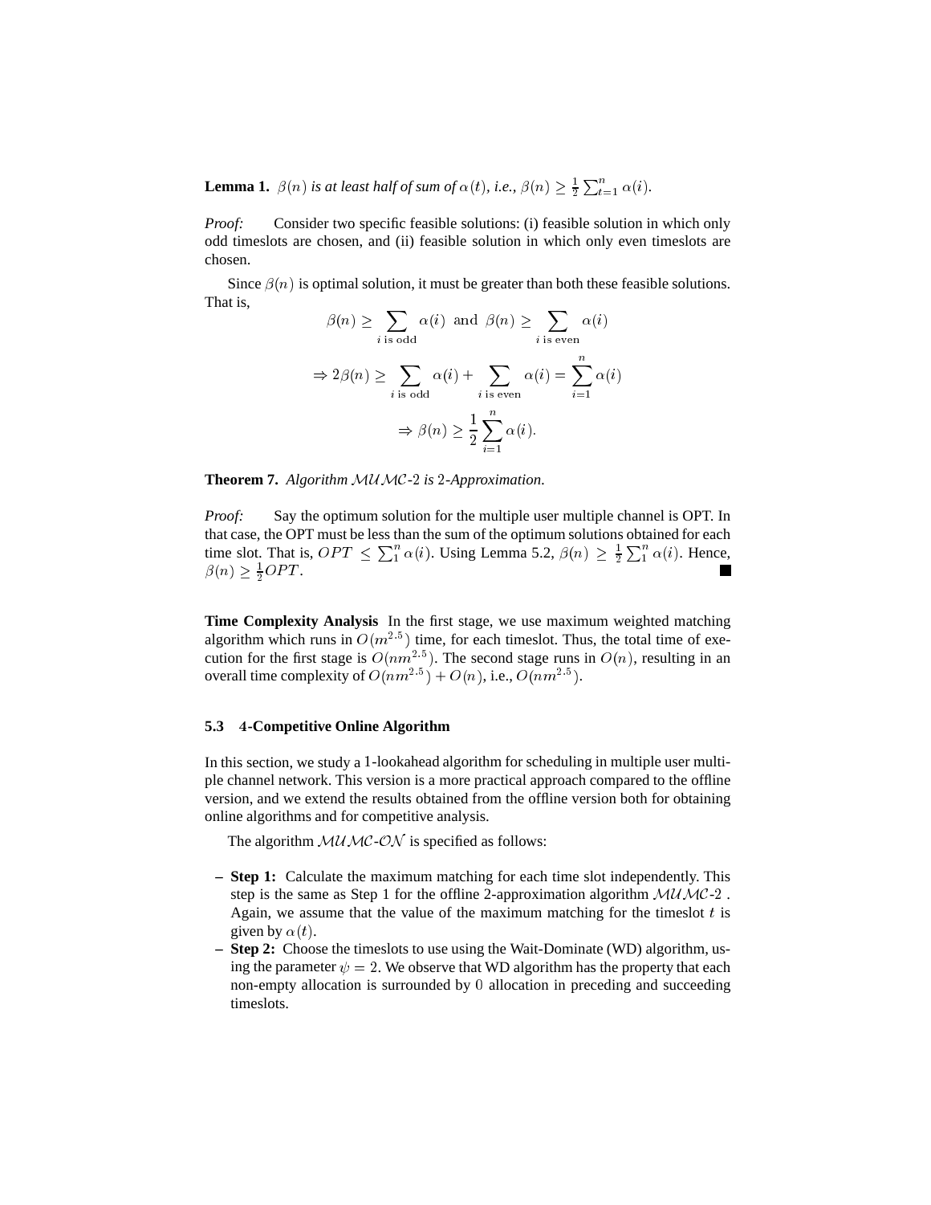**Lemma 1.** *$\beta(n)$ is at least half of sum of $\alpha(t)$, i.e., $\beta(n) \geq \frac{1}{2}\sum_{t=1}^{n} \alpha(i)$.*

*Proof:* Consider two specific feasible solutions: (i) feasible solution in which only odd timeslots are chosen, and (ii) feasible solution in which only even timeslots are chosen.

Since $\beta(n)$ is optimal solution, it must be greater than both these feasible solutions. That is,

$$\beta(n) \geq \sum_{i \text{ is odd}} \alpha(i) \text{ and } \beta(n) \geq \sum_{i \text{ is even}} \alpha(i)$$

$$\Rightarrow 2\beta(n) \geq \sum_{i \text{ is odd}} \alpha(i) + \sum_{i \text{ is even}} \alpha(i) = \sum_{i=1}^{n} \alpha(i)$$

$$\Rightarrow \beta(n) \geq \frac{1}{2}\sum_{i=1}^{n} \alpha(i).$$

**Theorem 7.** *Algorithm $\mathcal{MUMC}$-2 is 2-Approximation.*

*Proof:* Say the optimum solution for the multiple user multiple channel is OPT. In that case, the OPT must be less than the sum of the optimum solutions obtained for each time slot. That is, $OPT \leq \sum_{1}^{n} \alpha(i)$. Using Lemma 5.2, $\beta(n) \geq \frac{1}{2}\sum_{1}^{n} \alpha(i)$. Hence, $\beta(n) \geq \frac{1}{2}OPT$. ■

**Time Complexity Analysis** In the first stage, we use maximum weighted matching algorithm which runs in $O(m^{2.5})$ time, for each timeslot. Thus, the total time of execution for the first stage is $O(nm^{2.5})$. The second stage runs in $O(n)$, resulting in an overall time complexity of $O(nm^{2.5}) + O(n)$, i.e., $O(nm^{2.5})$.

### 5.3 4-Competitive Online Algorithm

In this section, we study a 1-lookahead algorithm for scheduling in multiple user multiple channel network. This version is a more practical approach compared to the offline version, and we extend the results obtained from the offline version both for obtaining online algorithms and for competitive analysis.

The algorithm $\mathcal{MUMC}$-$\mathcal{ON}$ is specified as follows:

- **Step 1:** Calculate the maximum matching for each time slot independently. This step is the same as Step 1 for the offline 2-approximation algorithm $\mathcal{MUMC}$-2 . Again, we assume that the value of the maximum matching for the timeslot $t$ is given by $\alpha(t)$.
- **Step 2:** Choose the timeslots to use using the Wait-Dominate (WD) algorithm, using the parameter $\psi = 2$. We observe that WD algorithm has the property that each non-empty allocation is surrounded by 0 allocation in preceding and succeeding timeslots.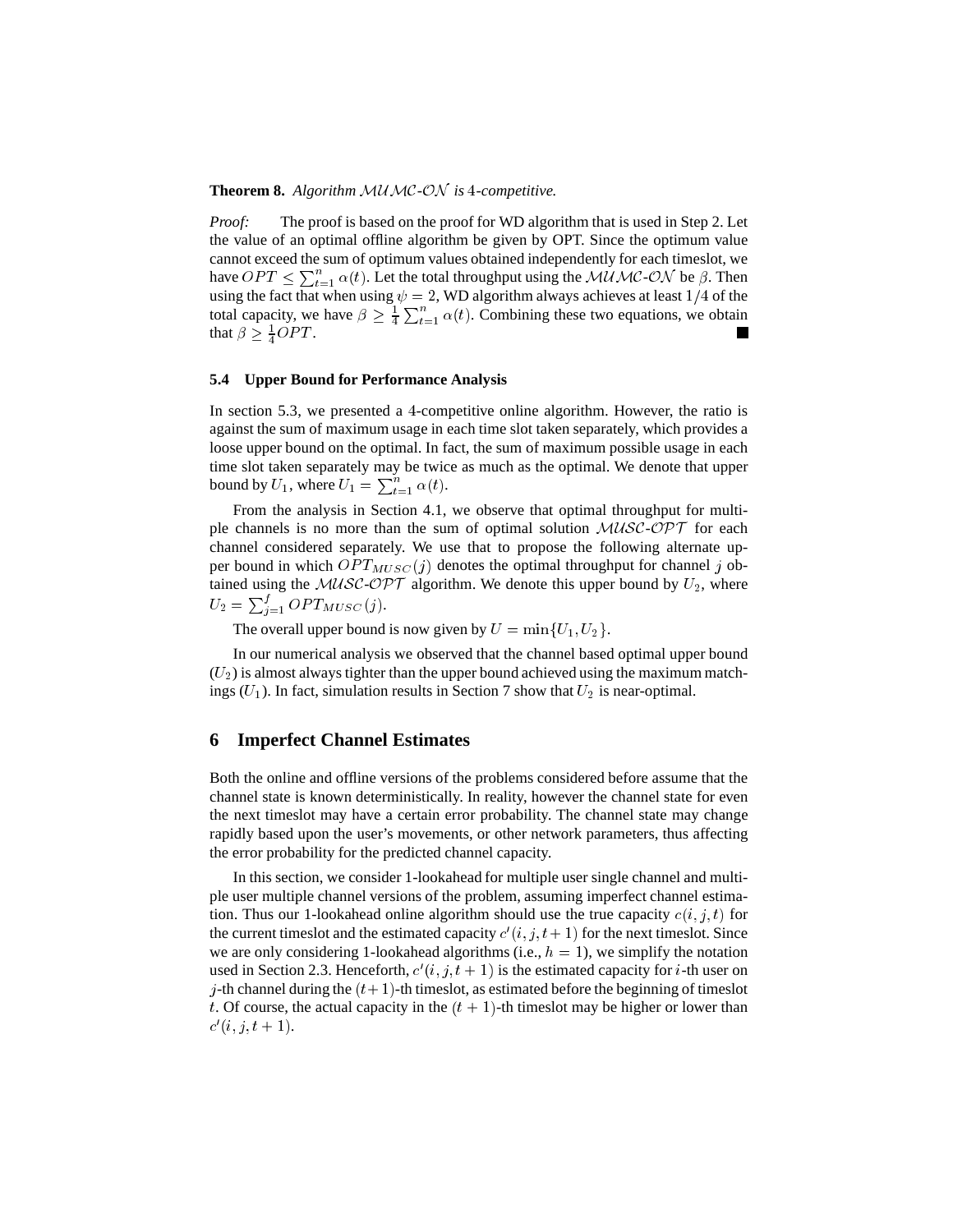**Theorem 8.** *Algorithm $\mathcal{MUMC}$-$\mathcal{ON}$ is 4-competitive.*

*Proof:* The proof is based on the proof for WD algorithm that is used in Step 2. Let the value of an optimal offline algorithm be given by OPT. Since the optimum value cannot exceed the sum of optimum values obtained independently for each timeslot, we have $OPT \leq \sum_{t=1}^{n} \alpha(t)$. Let the total throughput using the $\mathcal{MUMC}$-$\mathcal{ON}$ be $\beta$. Then using the fact that when using $\psi = 2$, WD algorithm always achieves at least $1/4$ of the total capacity, we have $\beta \geq \frac{1}{4} \sum_{t=1}^{n} \alpha(t)$. Combining these two equations, we obtain that $\beta \geq \frac{1}{4} OPT$. ∎

### 5.4 Upper Bound for Performance Analysis

In section 5.3, we presented a 4-competitive online algorithm. However, the ratio is against the sum of maximum usage in each time slot taken separately, which provides a loose upper bound on the optimal. In fact, the sum of maximum possible usage in each time slot taken separately may be twice as much as the optimal. We denote that upper bound by $U_1$, where $U_1 = \sum_{t=1}^{n} \alpha(t)$.

From the analysis in Section 4.1, we observe that optimal throughput for multiple channels is no more than the sum of optimal solution $\mathcal{MUSC}$-$\mathcal{OPT}$ for each channel considered separately. We use that to propose the following alternate upper bound in which $OPT_{MUSC}(j)$ denotes the optimal throughput for channel $j$ obtained using the $\mathcal{MUSC}$-$\mathcal{OPT}$ algorithm. We denote this upper bound by $U_2$, where $U_2 = \sum_{j=1}^{f} OPT_{MUSC}(j)$.

The overall upper bound is now given by $U = \min\{U_1, U_2\}$.

In our numerical analysis we observed that the channel based optimal upper bound ($U_2$) is almost always tighter than the upper bound achieved using the maximum matchings ($U_1$). In fact, simulation results in Section 7 show that $U_2$ is near-optimal.

## 6 Imperfect Channel Estimates

Both the online and offline versions of the problems considered before assume that the channel state is known deterministically. In reality, however the channel state for even the next timeslot may have a certain error probability. The channel state may change rapidly based upon the user's movements, or other network parameters, thus affecting the error probability for the predicted channel capacity.

In this section, we consider 1-lookahead for multiple user single channel and multiple user multiple channel versions of the problem, assuming imperfect channel estimation. Thus our 1-lookahead online algorithm should use the true capacity $c(i, j, t)$ for the current timeslot and the estimated capacity $c'(i, j, t+1)$ for the next timeslot. Since we are only considering 1-lookahead algorithms (i.e., $h = 1$), we simplify the notation used in Section 2.3. Henceforth, $c'(i, j, t+1)$ is the estimated capacity for $i$-th user on $j$-th channel during the $(t+1)$-th timeslot, as estimated before the beginning of timeslot $t$. Of course, the actual capacity in the $(t+1)$-th timeslot may be higher or lower than $c'(i, j, t+1)$.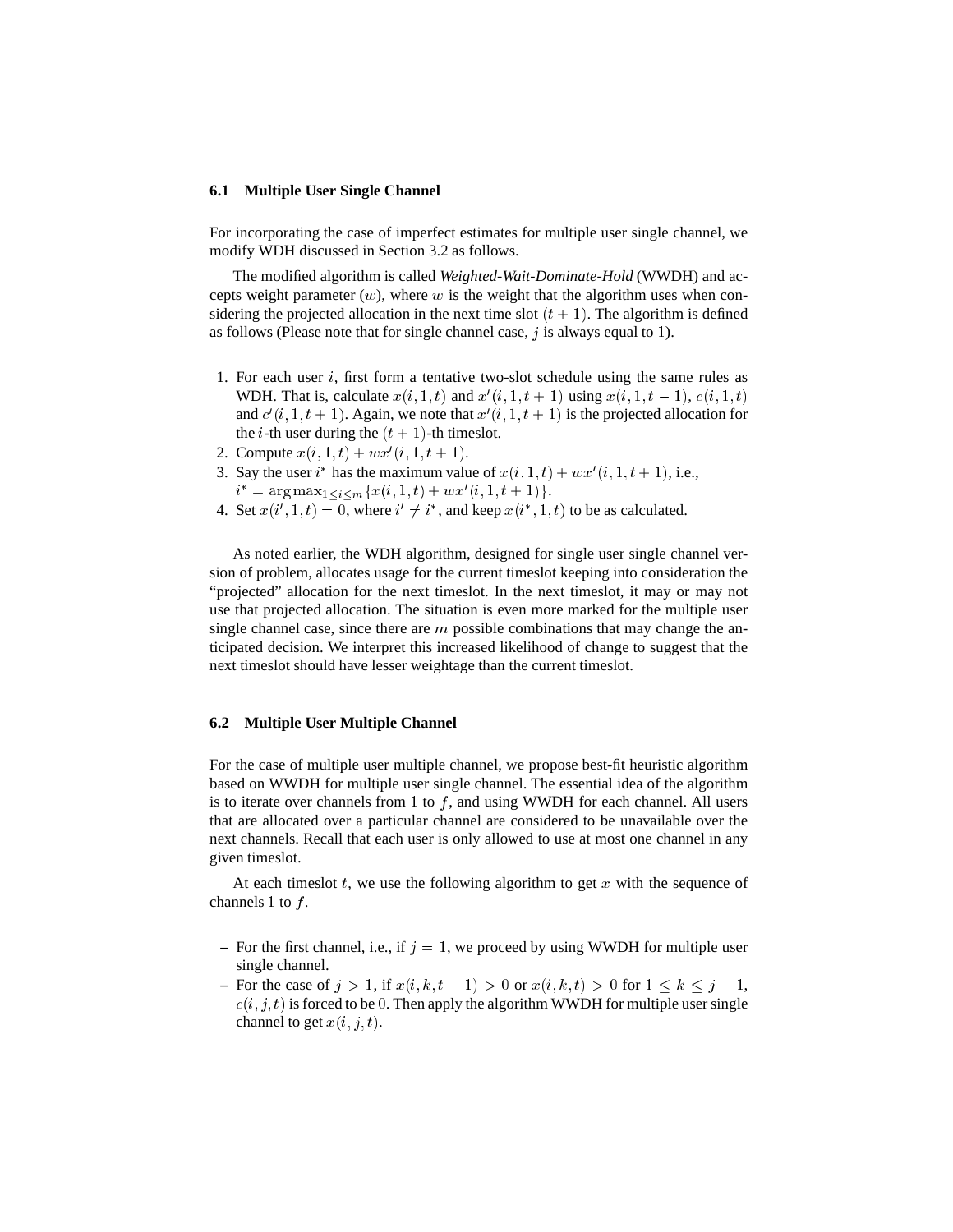### 6.1 Multiple User Single Channel

For incorporating the case of imperfect estimates for multiple user single channel, we modify WDH discussed in Section 3.2 as follows.

The modified algorithm is called *Weighted-Wait-Dominate-Hold* (WWDH) and accepts weight parameter ($w$), where $w$ is the weight that the algorithm uses when considering the projected allocation in the next time slot $(t + 1)$. The algorithm is defined as follows (Please note that for single channel case, $j$ is always equal to 1).

1. For each user $i$, first form a tentative two-slot schedule using the same rules as WDH. That is, calculate $x(i, 1, t)$ and $x'(i, 1, t + 1)$ using $x(i, 1, t - 1)$, $c(i, 1, t)$ and $c'(i, 1, t + 1)$. Again, we note that $x'(i, 1, t + 1)$ is the projected allocation for the $i$-th user during the $(t + 1)$-th timeslot.
2. Compute $x(i, 1, t) + wx'(i, 1, t + 1)$.
3. Say the user $i^*$ has the maximum value of $x(i, 1, t) + wx'(i, 1, t + 1)$, i.e., $i^* = \arg\max_{1 \le i \le m} \{x(i, 1, t) + wx'(i, 1, t + 1)\}$.
4. Set $x(i', 1, t) = 0$, where $i' \ne i^*$, and keep $x(i^*, 1, t)$ to be as calculated.

As noted earlier, the WDH algorithm, designed for single user single channel version of problem, allocates usage for the current timeslot keeping into consideration the "projected" allocation for the next timeslot. In the next timeslot, it may or may not use that projected allocation. The situation is even more marked for the multiple user single channel case, since there are $m$ possible combinations that may change the anticipated decision. We interpret this increased likelihood of change to suggest that the next timeslot should have lesser weightage than the current timeslot.

### 6.2 Multiple User Multiple Channel

For the case of multiple user multiple channel, we propose best-fit heuristic algorithm based on WWDH for multiple user single channel. The essential idea of the algorithm is to iterate over channels from 1 to $f$, and using WWDH for each channel. All users that are allocated over a particular channel are considered to be unavailable over the next channels. Recall that each user is only allowed to use at most one channel in any given timeslot.

At each timeslot $t$, we use the following algorithm to get $x$ with the sequence of channels 1 to $f$.

- For the first channel, i.e., if $j = 1$, we proceed by using WWDH for multiple user single channel.
- For the case of $j > 1$, if $x(i, k, t - 1) > 0$ or $x(i, k, t) > 0$ for $1 \le k \le j - 1$, $c(i, j, t)$ is forced to be $0$. Then apply the algorithm WWDH for multiple user single channel to get $x(i, j, t)$.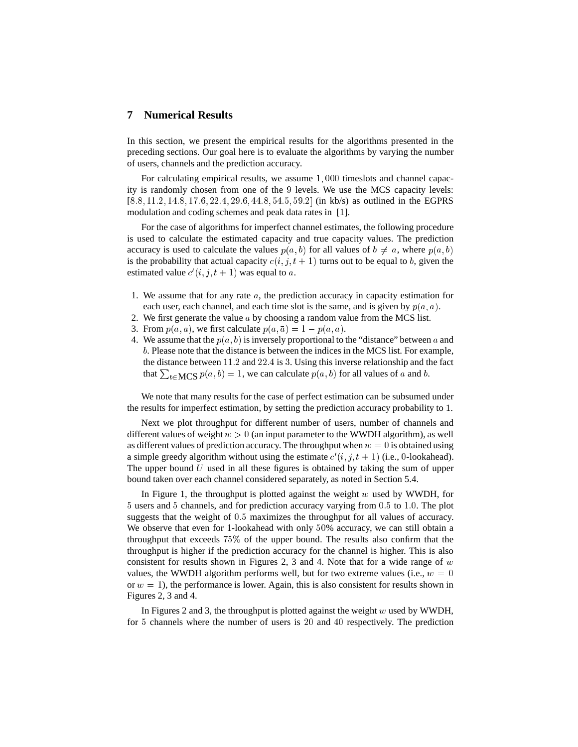## 7 Numerical Results

In this section, we present the empirical results for the algorithms presented in the preceding sections. Our goal here is to evaluate the algorithms by varying the number of users, channels and the prediction accuracy.

For calculating empirical results, we assume $1,000$ timeslots and channel capacity is randomly chosen from one of the $9$ levels. We use the MCS capacity levels: $[8.8, 11.2, 14.8, 17.6, 22.4, 29.6, 44.8, 54.5, 59.2]$ (in kb/s) as outlined in the EGPRS modulation and coding schemes and peak data rates in [1].

For the case of algorithms for imperfect channel estimates, the following procedure is used to calculate the estimated capacity and true capacity values. The prediction accuracy is used to calculate the values $p(a, b)$ for all values of $b \neq a$, where $p(a, b)$ is the probability that actual capacity $c(i, j, t+1)$ turns out to be equal to $b$, given the estimated value $c'(i, j, t+1)$ was equal to $a$.

1. We assume that for any rate $a$, the prediction accuracy in capacity estimation for each user, each channel, and each time slot is the same, and is given by $p(a, a)$.
2. We first generate the value $a$ by choosing a random value from the MCS list.
3. From $p(a, a)$, we first calculate $p(a, \bar{a}) = 1 - p(a, a)$.
4. We assume that the $p(a, b)$ is inversely proportional to the "distance" between $a$ and $b$. Please note that the distance is between the indices in the MCS list. For example, the distance between $11.2$ and $22.4$ is 3. Using this inverse relationship and the fact that $\sum_{b \in \text{MCS}} p(a, b) = 1$, we can calculate $p(a, b)$ for all values of $a$ and $b$.

We note that many results for the case of perfect estimation can be subsumed under the results for imperfect estimation, by setting the prediction accuracy probability to 1.

Next we plot throughput for different number of users, number of channels and different values of weight $w > 0$ (an input parameter to the WWDH algorithm), as well as different values of prediction accuracy. The throughput when $w = 0$ is obtained using a simple greedy algorithm without using the estimate $c'(i, j, t+1)$ (i.e., $0$-lookahead). The upper bound $U$ used in all these figures is obtained by taking the sum of upper bound taken over each channel considered separately, as noted in Section 5.4.

In Figure 1, the throughput is plotted against the weight $w$ used by WWDH, for $5$ users and $5$ channels, and for prediction accuracy varying from $0.5$ to $1.0$. The plot suggests that the weight of $0.5$ maximizes the throughput for all values of accuracy. We observe that even for 1-lookahead with only $50\%$ accuracy, we can still obtain a throughput that exceeds $75\%$ of the upper bound. The results also confirm that the throughput is higher if the prediction accuracy for the channel is higher. This is also consistent for results shown in Figures 2, 3 and 4. Note that for a wide range of $w$ values, the WWDH algorithm performs well, but for two extreme values (i.e., $w = 0$ or $w = 1$), the performance is lower. Again, this is also consistent for results shown in Figures 2, 3 and 4.

In Figures 2 and 3, the throughput is plotted against the weight $w$ used by WWDH, for $5$ channels where the number of users is $20$ and $40$ respectively. The prediction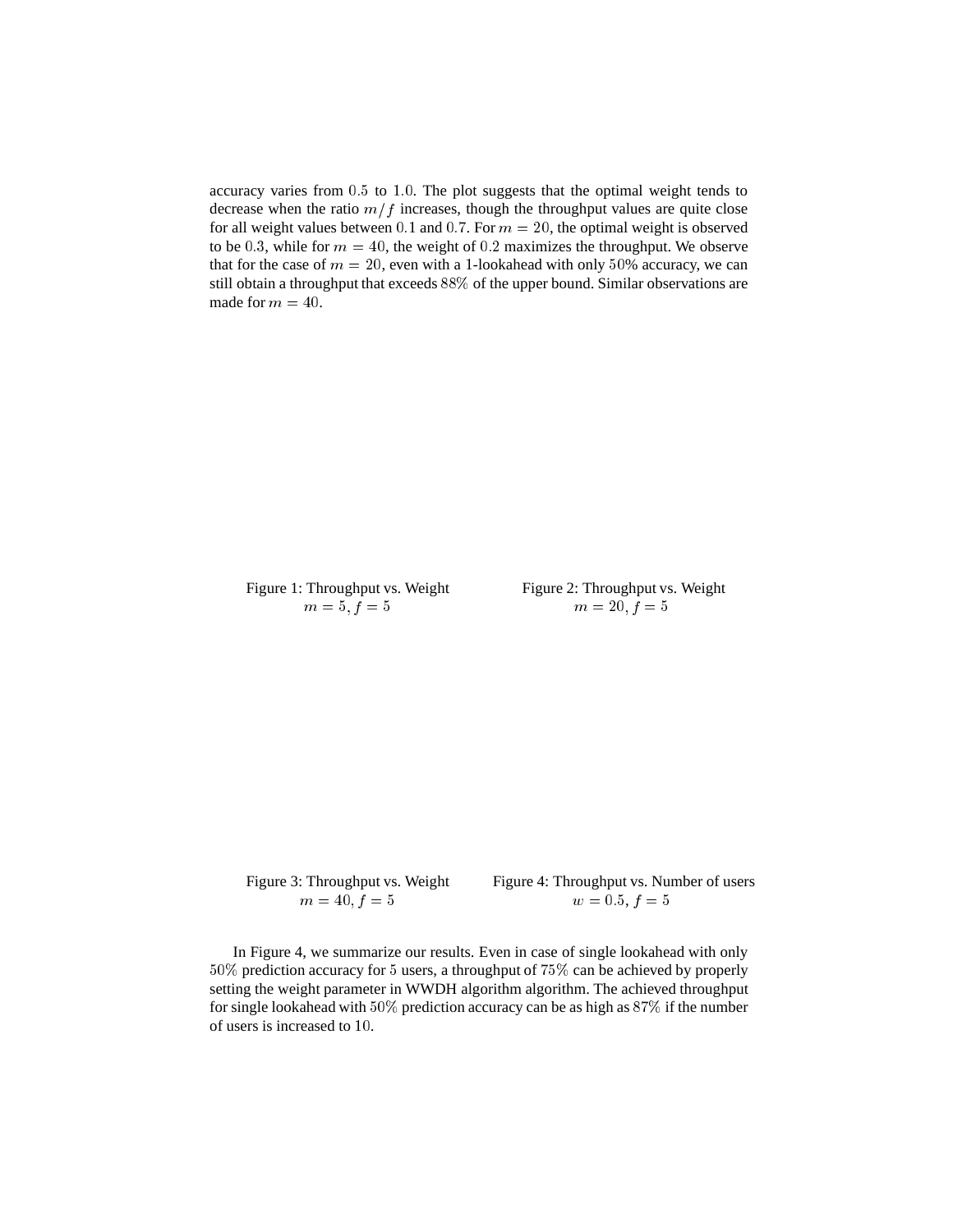accuracy varies from $0.5$ to $1.0$. The plot suggests that the optimal weight tends to decrease when the ratio $m/f$ increases, though the throughput values are quite close for all weight values between $0.1$ and $0.7$. For $m = 20$, the optimal weight is observed to be $0.3$, while for $m = 40$, the weight of $0.2$ maximizes the throughput. We observe that for the case of $m = 20$, even with a 1-lookahead with only $50$% accuracy, we can still obtain a throughput that exceeds $88\%$ of the upper bound. Similar observations are made for $m = 40$.

Figure 1: Throughput vs. Weight
$m = 5, f = 5$

Figure 2: Throughput vs. Weight
$m = 20, f = 5$

Figure 3: Throughput vs. Weight
$m = 40, f = 5$

Figure 4: Throughput vs. Number of users
$w = 0.5, f = 5$

In Figure 4, we summarize our results. Even in case of single lookahead with only $50\%$ prediction accuracy for $5$ users, a throughput of $75\%$ can be achieved by properly setting the weight parameter in WWDH algorithm algorithm. The achieved throughput for single lookahead with $50\%$ prediction accuracy can be as high as $87\%$ if the number of users is increased to $10$.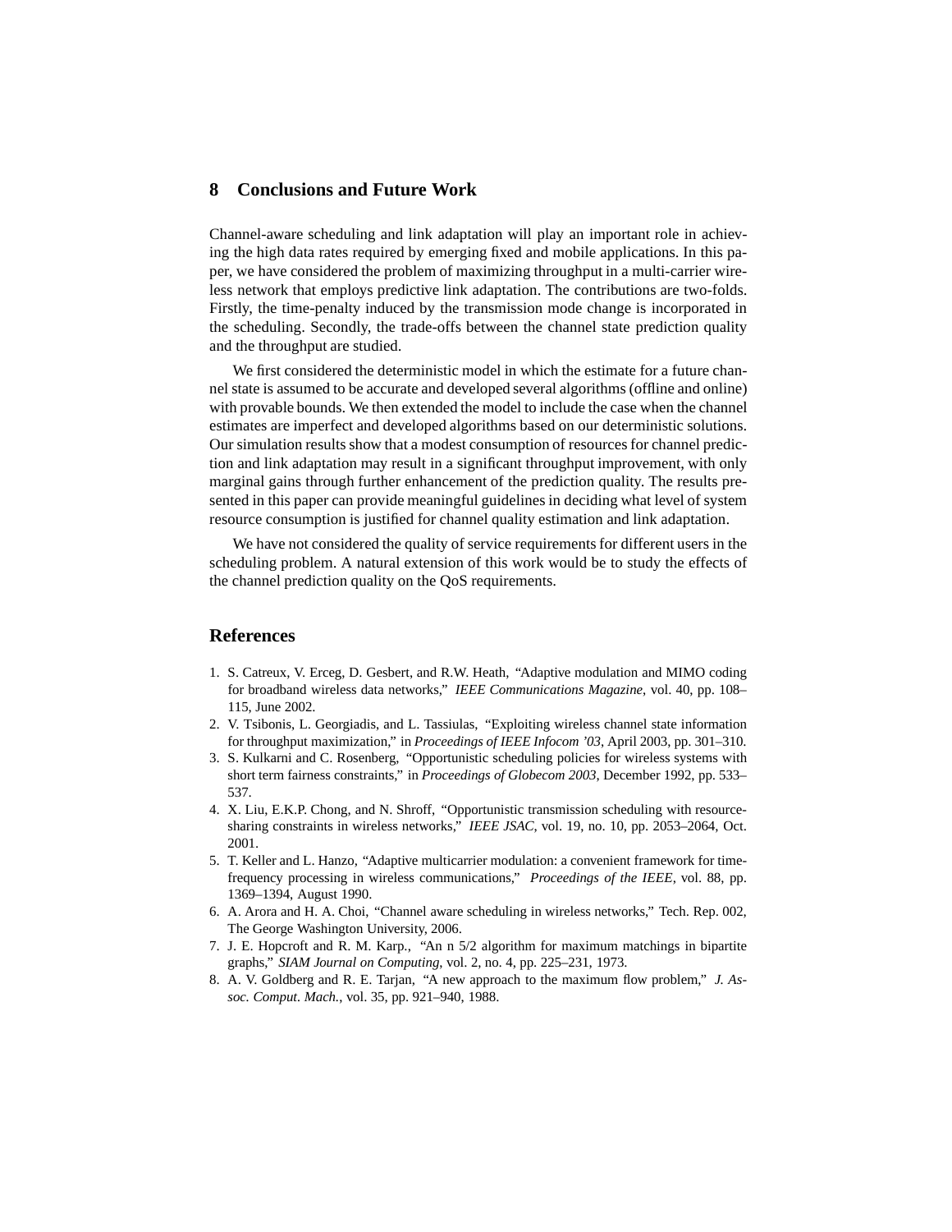## 8 Conclusions and Future Work

Channel-aware scheduling and link adaptation will play an important role in achieving the high data rates required by emerging fixed and mobile applications. In this paper, we have considered the problem of maximizing throughput in a multi-carrier wireless network that employs predictive link adaptation. The contributions are two-folds. Firstly, the time-penalty induced by the transmission mode change is incorporated in the scheduling. Secondly, the trade-offs between the channel state prediction quality and the throughput are studied.

We first considered the deterministic model in which the estimate for a future channel state is assumed to be accurate and developed several algorithms (offline and online) with provable bounds. We then extended the model to include the case when the channel estimates are imperfect and developed algorithms based on our deterministic solutions. Our simulation results show that a modest consumption of resources for channel prediction and link adaptation may result in a significant throughput improvement, with only marginal gains through further enhancement of the prediction quality. The results presented in this paper can provide meaningful guidelines in deciding what level of system resource consumption is justified for channel quality estimation and link adaptation.

We have not considered the quality of service requirements for different users in the scheduling problem. A natural extension of this work would be to study the effects of the channel prediction quality on the QoS requirements.

## References

1. S. Catreux, V. Erceg, D. Gesbert, and R.W. Heath, "Adaptive modulation and MIMO coding for broadband wireless data networks," *IEEE Communications Magazine*, vol. 40, pp. 108–115, June 2002.
2. V. Tsibonis, L. Georgiadis, and L. Tassiulas, "Exploiting wireless channel state information for throughput maximization," in *Proceedings of IEEE Infocom '03*, April 2003, pp. 301–310.
3. S. Kulkarni and C. Rosenberg, "Opportunistic scheduling policies for wireless systems with short term fairness constraints," in *Proceedings of Globecom 2003*, December 1992, pp. 533–537.
4. X. Liu, E.K.P. Chong, and N. Shroff, "Opportunistic transmission scheduling with resource-sharing constraints in wireless networks," *IEEE JSAC*, vol. 19, no. 10, pp. 2053–2064, Oct. 2001.
5. T. Keller and L. Hanzo, "Adaptive multicarrier modulation: a convenient framework for time-frequency processing in wireless communications," *Proceedings of the IEEE*, vol. 88, pp. 1369–1394, August 1990.
6. A. Arora and H. A. Choi, "Channel aware scheduling in wireless networks," Tech. Rep. 002, The George Washington University, 2006.
7. J. E. Hopcroft and R. M. Karp., "An n 5/2 algorithm for maximum matchings in bipartite graphs," *SIAM Journal on Computing*, vol. 2, no. 4, pp. 225–231, 1973.
8. A. V. Goldberg and R. E. Tarjan, "A new approach to the maximum flow problem," *J. Assoc. Comput. Mach.*, vol. 35, pp. 921–940, 1988.